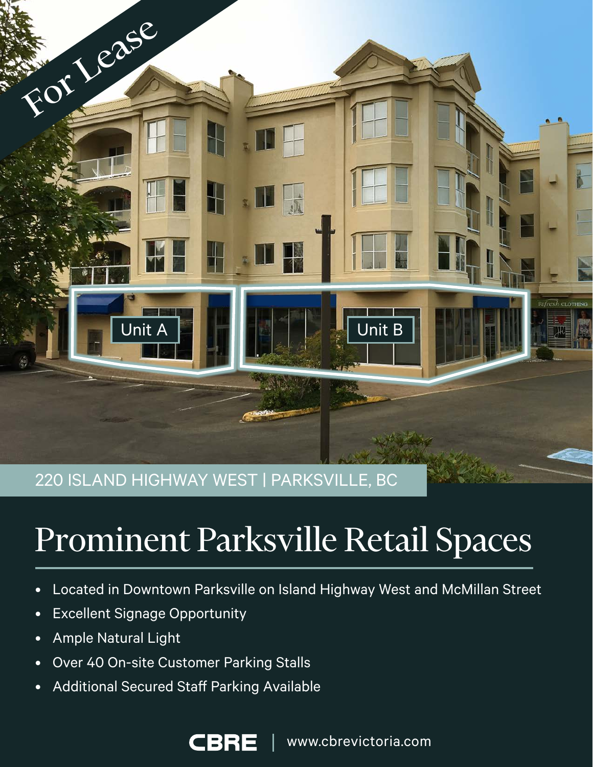For Lease

Unit A

Unit B

220 ISLAND HIGHWAY WEST | PARKSVILLE, BC

# Prominent Parksville Retail Spaces

- Located in Downtown Parksville on Island Highway West and McMillan Street
- Excellent Signage Opportunity
- Ample Natural Light
- Over 40 On-site Customer Parking Stalls
- Additional Secured Staff Parking Available

CBRE | www.cbrevictoria.com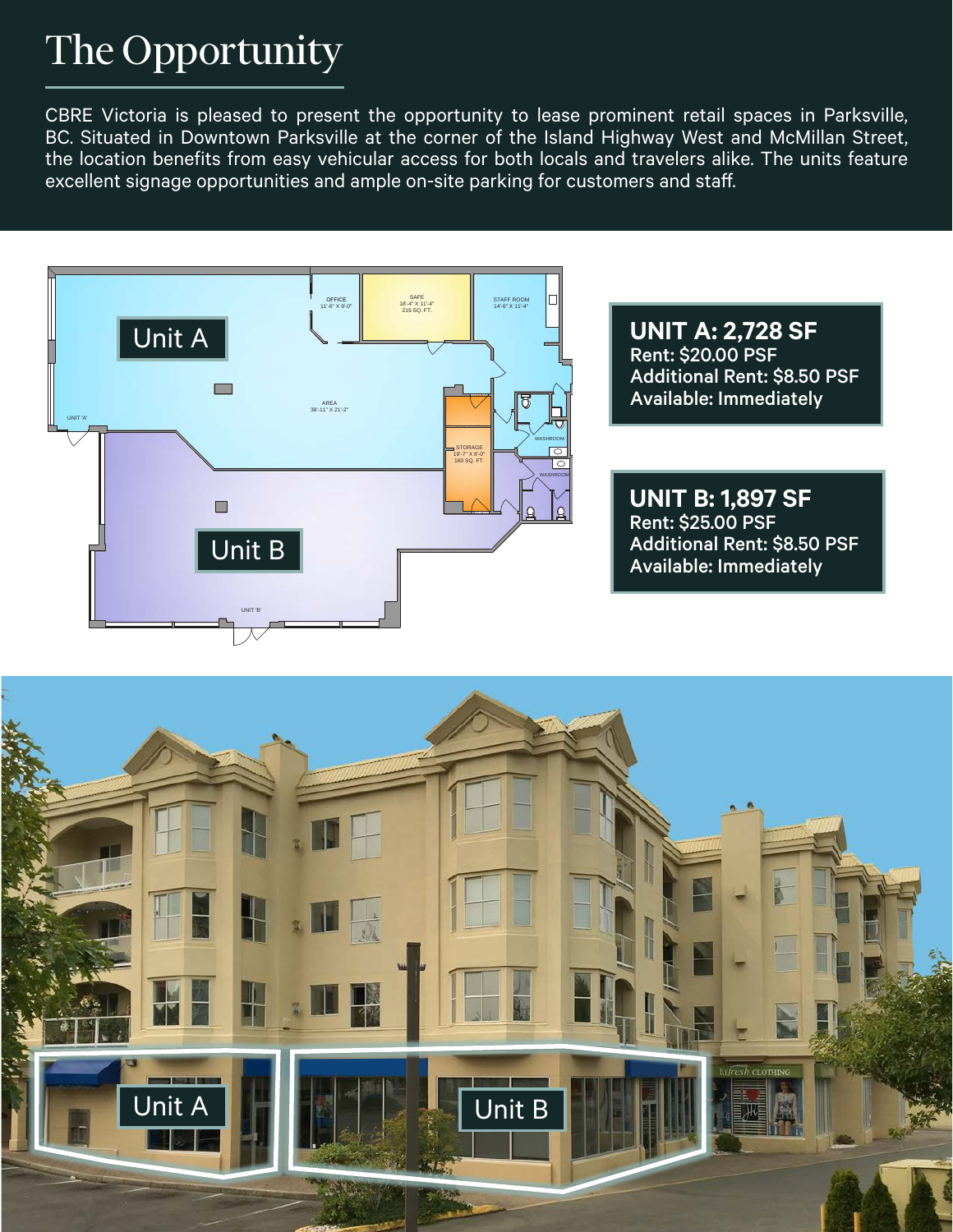# The Opportunity

CBRE Victoria is pleased to present the opportunity to lease prominent retail spaces in Parksville, BC. Situated in Downtown Parksville at the corner of the Island Highway West and McMillan Street, the location benefits from easy vehicular access for both locals and travelers alike. The units feature excellent signage opportunities and ample on-site parking for customers and staff.

**UNIT A: 2,728 SF**
**Rent: $20.00 PSF**
**Additional Rent: $8.50 PSF**
**Available: Immediately**

**UNIT B: 1,897 SF**
**Rent: $25.00 PSF**
**Additional Rent: $8.50 PSF**
**Available: Immediately**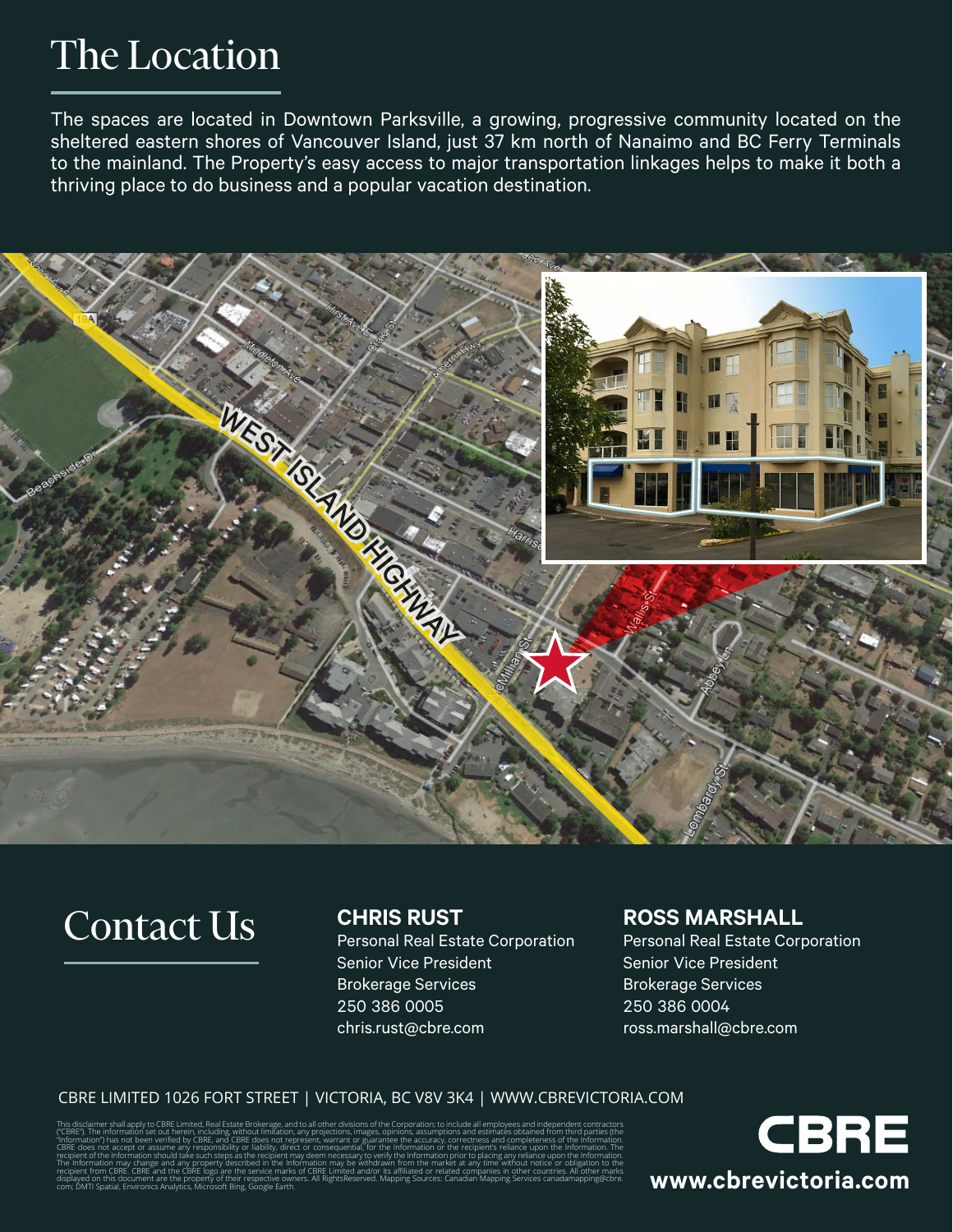# The Location

The spaces are located in Downtown Parksville, a growing, progressive community located on the sheltered eastern shores of Vancouver Island, just 37 km north of Nanaimo and BC Ferry Terminals to the mainland. The Property's easy access to major transportation linkages helps to make it both a thriving place to do business and a popular vacation destination.

WEST ISLAND HIGHWAY

# Contact Us

**CHRIS RUST**
Personal Real Estate Corporation
Senior Vice President
Brokerage Services
250 386 0005
chris.rust@cbre.com

**ROSS MARSHALL**
Personal Real Estate Corporation
Senior Vice President
Brokerage Services
250 386 0004
ross.marshall@cbre.com

CBRE LIMITED 1026 FORT STREET | VICTORIA, BC V8V 3K4 | WWW.CBREVICTORIA.COM

This disclaimer shall apply to CBRE Limited, Real Estate Brokerage, and to all other divisions of the Corporation; to include all employees and independent contractors ("CBRE"). The information set out herein, including, without limitation, any projections, images, opinions, assumptions and estimates obtained from third parties (the "Information") has not been verified by CBRE, and CBRE does not represent, warrant or guarantee the accuracy, correctness and completeness of the Information. CBRE does not accept or assume any responsibility or liability, direct or consequential, for the Information or the recipient's reliance upon the Information. The recipient of the Information should take such steps as the recipient may deem necessary to verify the Information prior to placing any reliance upon the Information. The Information may change and any property described in the Information may be withdrawn from the market at any time without notice or obligation to the recipient from CBRE. CBRE and the CBRE logo are the service marks of CBRE Limited and/or its affiliated or related companies in other countries. All other marks displayed on this document are the property of their respective owners. All Rights Reserved. Mapping Sources: Canadian Mapping Services canadamapping@cbre.com; DMTI Spatial, Environics Analytics, Microsoft Bing, Google Earth.

CBRE
www.cbrevictoria.com